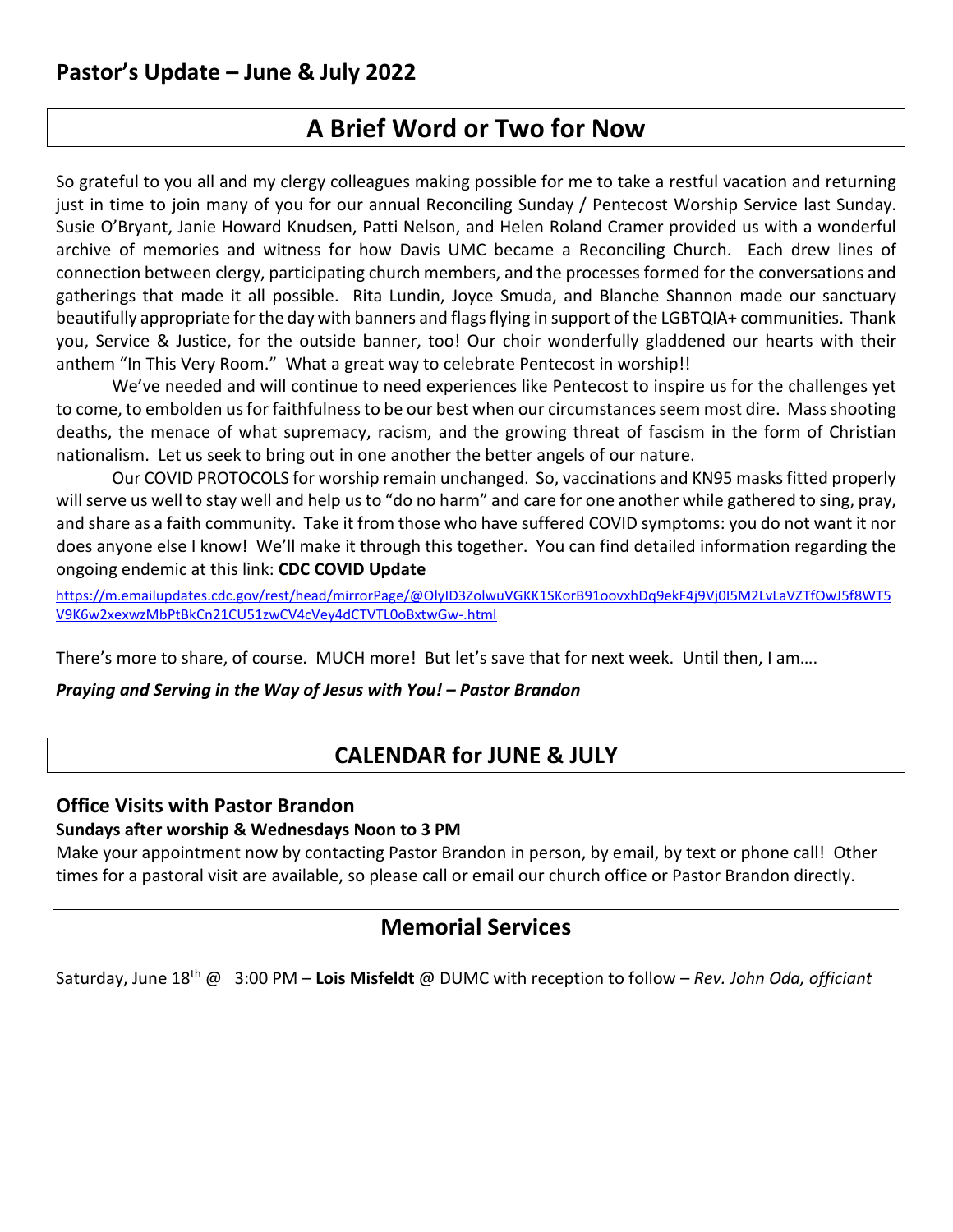## Pastor's Update – June & July 2022

## A Brief Word or Two for Now

So grateful to you all and my clergy colleagues making possible for me to take a restful vacation and returning just in time to join many of you for our annual Reconciling Sunday / Pentecost Worship Service last Sunday. Susie O'Bryant, Janie Howard Knudsen, Patti Nelson, and Helen Roland Cramer provided us with a wonderful archive of memories and witness for how Davis UMC became a Reconciling Church. Each drew lines of connection between clergy, participating church members, and the processes formed for the conversations and gatherings that made it all possible. Rita Lundin, Joyce Smuda, and Blanche Shannon made our sanctuary beautifully appropriate for the day with banners and flags flying in support of the LGBTQIA+ communities. Thank you, Service & Justice, for the outside banner, too! Our choir wonderfully gladdened our hearts with their anthem "In This Very Room." What a great way to celebrate Pentecost in worship!!

We've needed and will continue to need experiences like Pentecost to inspire us for the challenges yet to come, to embolden us for faithfulness to be our best when our circumstances seem most dire. Mass shooting deaths, the menace of what supremacy, racism, and the growing threat of fascism in the form of Christian nationalism. Let us seek to bring out in one another the better angels of our nature.

Our COVID PROTOCOLS for worship remain unchanged. So, vaccinations and KN95 masks fitted properly will serve us well to stay well and help us to "do no harm" and care for one another while gathered to sing, pray, and share as a faith community. Take it from those who have suffered COVID symptoms: you do not want it nor does anyone else I know! We'll make it through this together. You can find detailed information regarding the ongoing endemic at this link: **CDC COVID Update**

https://m.emailupdates.cdc.gov/rest/head/mirrorPage/@OlyID3ZolwuVGKK1SKorB91oovxhDq9ekF4j9Vj0I5M2LvLaVZTfOwJ5f8WT5V9K6w2xexwzMbPtBkCn21CU51zwCV4cVey4dCTVTL0oBxtwGw-.html

There's more to share, of course. MUCH more! But let's save that for next week. Until then, I am….

***Praying and Serving in the Way of Jesus with You! – Pastor Brandon***

## CALENDAR for JUNE & JULY

### Office Visits with Pastor Brandon

**Sundays after worship & Wednesdays Noon to 3 PM**

Make your appointment now by contacting Pastor Brandon in person, by email, by text or phone call! Other times for a pastoral visit are available, so please call or email our church office or Pastor Brandon directly.

## Memorial Services

Saturday, June 18th @ 3:00 PM – **Lois Misfeldt** @ DUMC with reception to follow – *Rev. John Oda, officiant*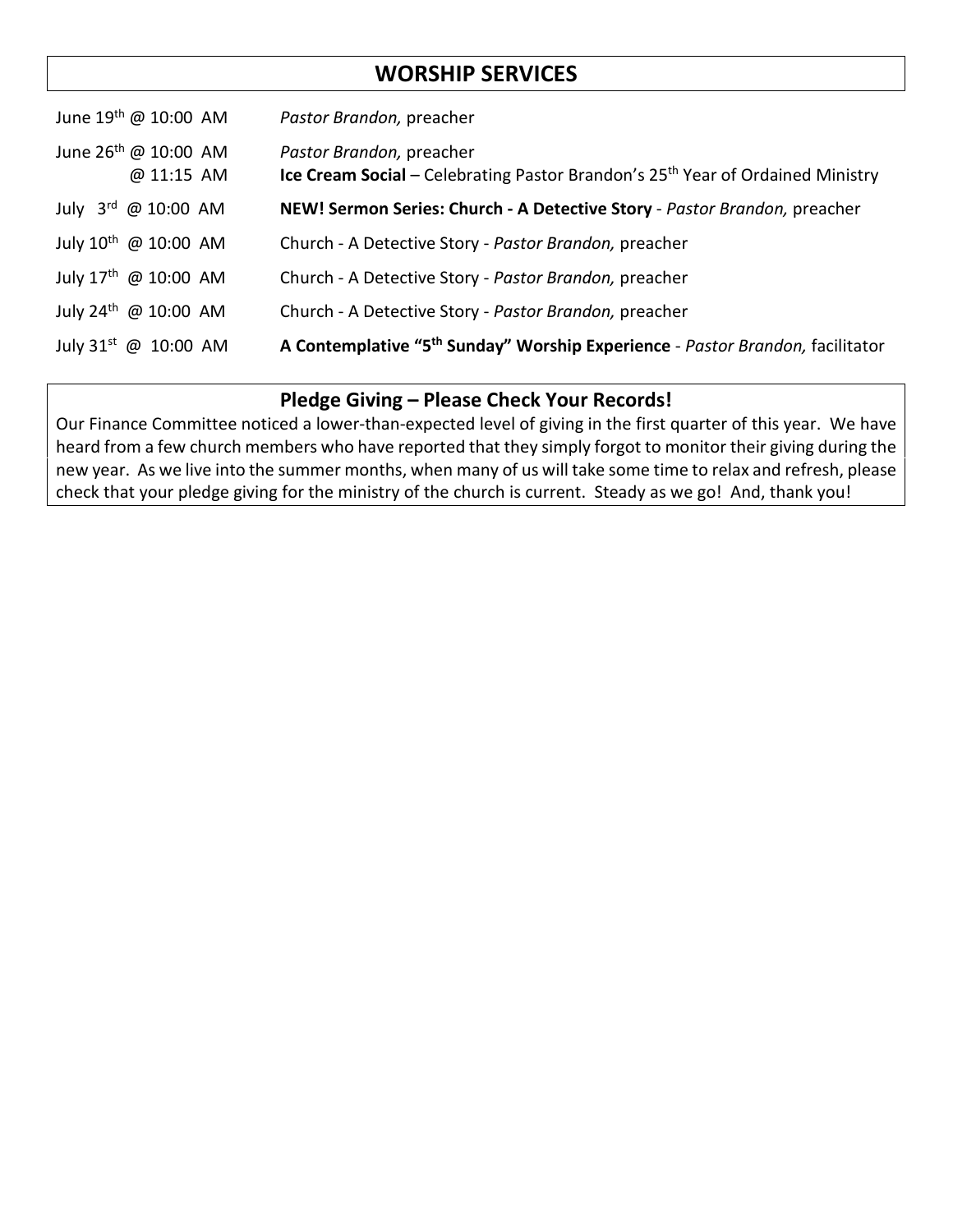## WORSHIP SERVICES

| | |
|---|---|
| June 19th @ 10:00 AM | *Pastor Brandon,* preacher |
| June 26th @ 10:00 AM | *Pastor Brandon,* preacher |
| @ 11:15 AM | **Ice Cream Social** – Celebrating Pastor Brandon's 25th Year of Ordained Ministry |
| July 3rd @ 10:00 AM | **NEW! Sermon Series: Church - A Detective Story** - *Pastor Brandon,* preacher |
| July 10th @ 10:00 AM | Church - A Detective Story - *Pastor Brandon,* preacher |
| July 17th @ 10:00 AM | Church - A Detective Story - *Pastor Brandon,* preacher |
| July 24th @ 10:00 AM | Church - A Detective Story - *Pastor Brandon,* preacher |
| July 31st @ 10:00 AM | **A Contemplative "5th Sunday" Worship Experience** - *Pastor Brandon,* facilitator |

### Pledge Giving – Please Check Your Records!

Our Finance Committee noticed a lower-than-expected level of giving in the first quarter of this year. We have heard from a few church members who have reported that they simply forgot to monitor their giving during the new year. As we live into the summer months, when many of us will take some time to relax and refresh, please check that your pledge giving for the ministry of the church is current. Steady as we go! And, thank you!